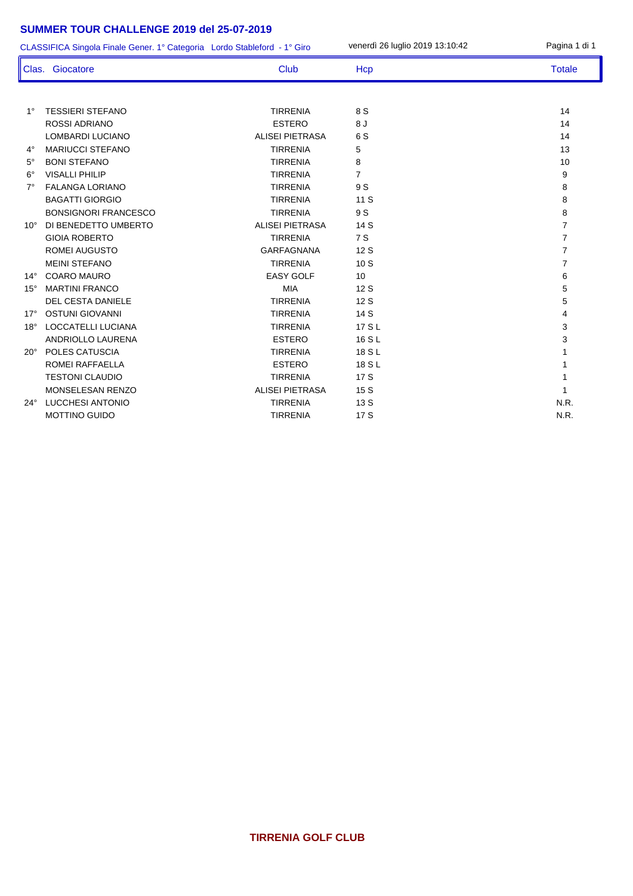# SUMMER TOUR CHALLENGE 2019 del 25-07-2019

CLASSIFICA Singola Finale Gener. 1° Categoria Lordo Stableford - 1° Giro

venerdì 26 luglio 2019 13:10:42

| Clas. | Giocatore | Club | Hcp | Totale |
|---|---|---|---|---|
| 1° | TESSIERI STEFANO | TIRRENIA | 8 S | 14 |
| | ROSSI ADRIANO | ESTERO | 8 J | 14 |
| | LOMBARDI LUCIANO | ALISEI PIETRASA | 6 S | 14 |
| 4° | MARIUCCI STEFANO | TIRRENIA | 5 | 13 |
| 5° | BONI STEFANO | TIRRENIA | 8 | 10 |
| 6° | VISALLI PHILIP | TIRRENIA | 7 | 9 |
| 7° | FALANGA LORIANO | TIRRENIA | 9 S | 8 |
| | BAGATTI GIORGIO | TIRRENIA | 11 S | 8 |
| | BONSIGNORI FRANCESCO | TIRRENIA | 9 S | 8 |
| 10° | DI BENEDETTO UMBERTO | ALISEI PIETRASA | 14 S | 7 |
| | GIOIA ROBERTO | TIRRENIA | 7 S | 7 |
| | ROMEI AUGUSTO | GARFAGNANA | 12 S | 7 |
| | MEINI STEFANO | TIRRENIA | 10 S | 7 |
| 14° | COARO MAURO | EASY GOLF | 10 | 6 |
| 15° | MARTINI FRANCO | MIA | 12 S | 5 |
| | DEL CESTA DANIELE | TIRRENIA | 12 S | 5 |
| 17° | OSTUNI GIOVANNI | TIRRENIA | 14 S | 4 |
| 18° | LOCCATELLI LUCIANA | TIRRENIA | 17 S L | 3 |
| | ANDRIOLLO LAURENA | ESTERO | 16 S L | 3 |
| 20° | POLES CATUSCIA | TIRRENIA | 18 S L | 1 |
| | ROMEI RAFFAELLA | ESTERO | 18 S L | 1 |
| | TESTONI CLAUDIO | TIRRENIA | 17 S | 1 |
| | MONSELESAN RENZO | ALISEI PIETRASA | 15 S | 1 |
| 24° | LUCCHESI ANTONIO | TIRRENIA | 13 S | N.R. |
| | MOTTINO GUIDO | TIRRENIA | 17 S | N.R. |

**TIRRENIA GOLF CLUB**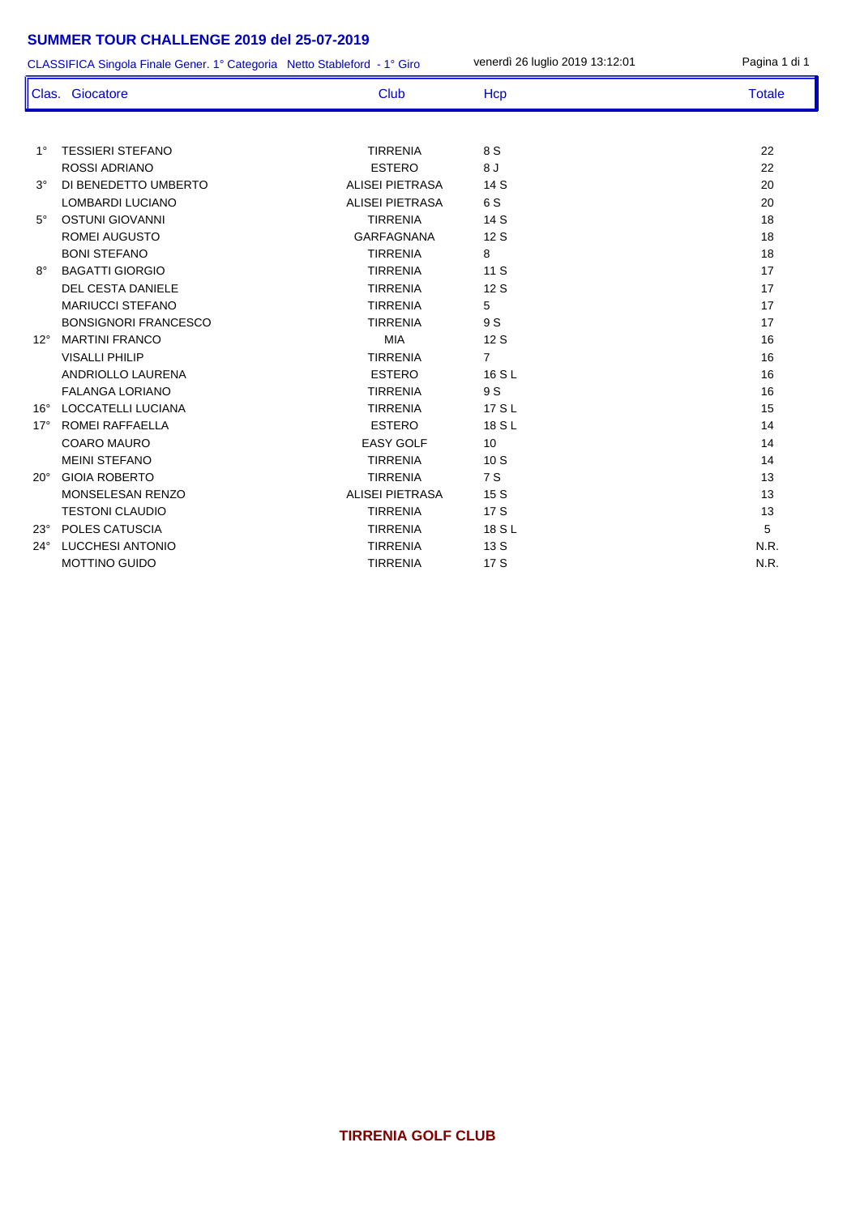# SUMMER TOUR CHALLENGE 2019 del 25-07-2019

CLASSIFICA Singola Finale Gener. 1° Categoria Netto Stableford - 1° Giro

venerdì 26 luglio 2019 13:12:01

| Clas. | Giocatore | Club | Hcp | Totale |
|---|---|---|---|---|
| 1° | TESSIERI STEFANO | TIRRENIA | 8 S | 22 |
| | ROSSI ADRIANO | ESTERO | 8 J | 22 |
| 3° | DI BENEDETTO UMBERTO | ALISEI PIETRASA | 14 S | 20 |
| | LOMBARDI LUCIANO | ALISEI PIETRASA | 6 S | 20 |
| 5° | OSTUNI GIOVANNI | TIRRENIA | 14 S | 18 |
| | ROMEI AUGUSTO | GARFAGNANA | 12 S | 18 |
| | BONI STEFANO | TIRRENIA | 8 | 18 |
| 8° | BAGATTI GIORGIO | TIRRENIA | 11 S | 17 |
| | DEL CESTA DANIELE | TIRRENIA | 12 S | 17 |
| | MARIUCCI STEFANO | TIRRENIA | 5 | 17 |
| | BONSIGNORI FRANCESCO | TIRRENIA | 9 S | 17 |
| 12° | MARTINI FRANCO | MIA | 12 S | 16 |
| | VISALLI PHILIP | TIRRENIA | 7 | 16 |
| | ANDRIOLLO LAURENA | ESTERO | 16 S L | 16 |
| | FALANGA LORIANO | TIRRENIA | 9 S | 16 |
| 16° | LOCCATELLI LUCIANA | TIRRENIA | 17 S L | 15 |
| 17° | ROMEI RAFFAELLA | ESTERO | 18 S L | 14 |
| | COARO MAURO | EASY GOLF | 10 | 14 |
| | MEINI STEFANO | TIRRENIA | 10 S | 14 |
| 20° | GIOIA ROBERTO | TIRRENIA | 7 S | 13 |
| | MONSELESAN RENZO | ALISEI PIETRASA | 15 S | 13 |
| | TESTONI CLAUDIO | TIRRENIA | 17 S | 13 |
| 23° | POLES CATUSCIA | TIRRENIA | 18 S L | 5 |
| 24° | LUCCHESI ANTONIO | TIRRENIA | 13 S | N.R. |
| | MOTTINO GUIDO | TIRRENIA | 17 S | N.R. |

**TIRRENIA GOLF CLUB**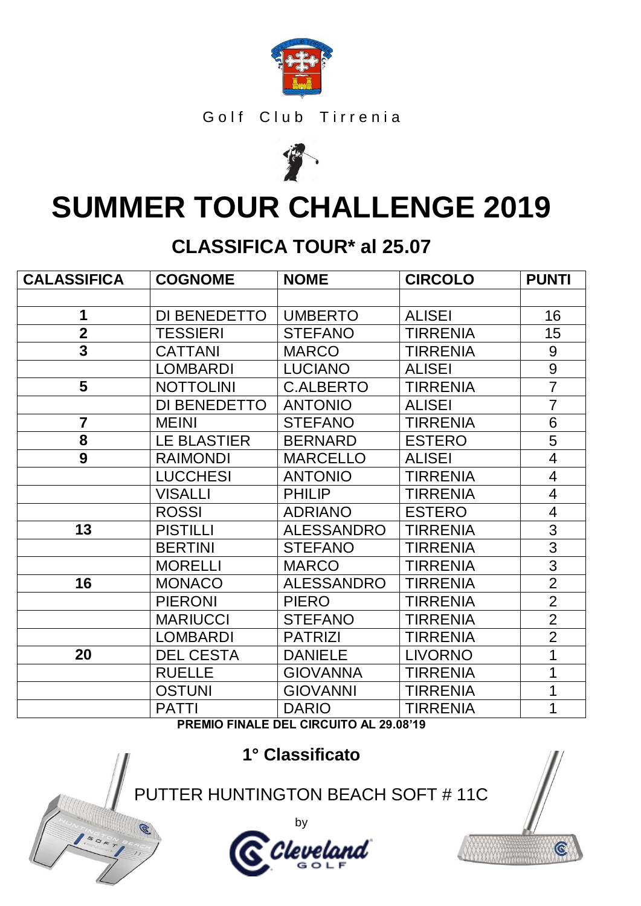Golf Club Tirrenia

# SUMMER TOUR CHALLENGE 2019

## CLASSIFICA TOUR* al 25.07

| CALASSIFICA | COGNOME | NOME | CIRCOLO | PUNTI |
|---|---|---|---|---|
| | | | | |
| **1** | DI BENEDETTO | UMBERTO | ALISEI | 16 |
| **2** | TESSIERI | STEFANO | TIRRENIA | 15 |
| **3** | CATTANI | MARCO | TIRRENIA | 9 |
| | LOMBARDI | LUCIANO | ALISEI | 9 |
| **5** | NOTTOLINI | C.ALBERTO | TIRRENIA | 7 |
| | DI BENEDETTO | ANTONIO | ALISEI | 7 |
| **7** | MEINI | STEFANO | TIRRENIA | 6 |
| **8** | LE BLASTIER | BERNARD | ESTERO | 5 |
| **9** | RAIMONDI | MARCELLO | ALISEI | 4 |
| | LUCCHESI | ANTONIO | TIRRENIA | 4 |
| | VISALLI | PHILIP | TIRRENIA | 4 |
| | ROSSI | ADRIANO | ESTERO | 4 |
| **13** | PISTILLI | ALESSANDRO | TIRRENIA | 3 |
| | BERTINI | STEFANO | TIRRENIA | 3 |
| | MORELLI | MARCO | TIRRENIA | 3 |
| **16** | MONACO | ALESSANDRO | TIRRENIA | 2 |
| | PIERONI | PIERO | TIRRENIA | 2 |
| | MARIUCCI | STEFANO | TIRRENIA | 2 |
| | LOMBARDI | PATRIZI | TIRRENIA | 2 |
| **20** | DEL CESTA | DANIELE | LIVORNO | 1 |
| | RUELLE | GIOVANNA | TIRRENIA | 1 |
| | OSTUNI | GIOVANNI | TIRRENIA | 1 |
| | PATTI | DARIO | TIRRENIA | 1 |

**PREMIO FINALE DEL CIRCUITO AL 29.08'19**

### 1° Classificato

PUTTER HUNTINGTON BEACH SOFT # 11C

by

Cleveland GOLF